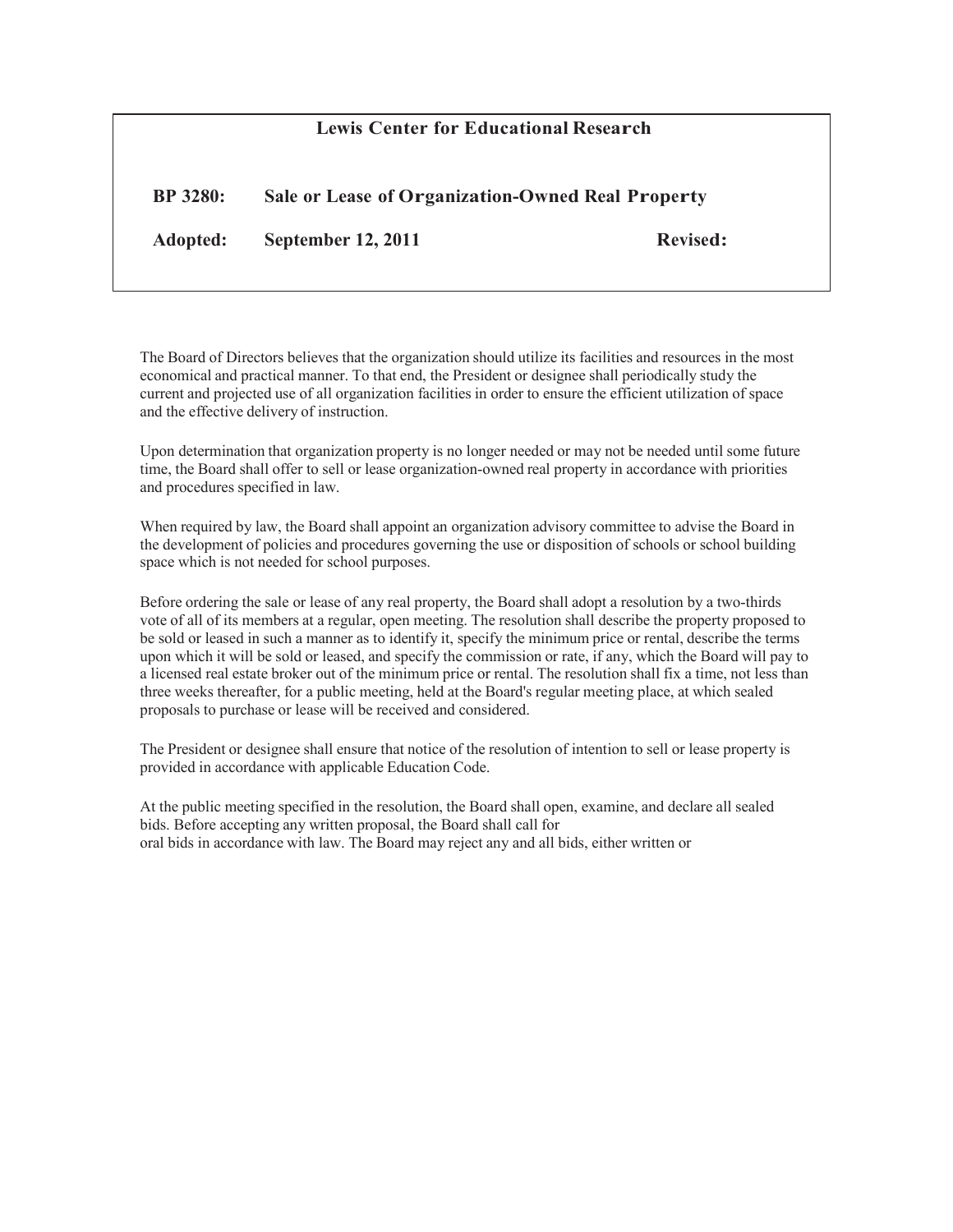## Lewis Center for Educational Research

**BP 3280: Sale or Lease of Organization-Owned Real Property**

**Adopted: September 12, 2011** **Revised:**

The Board of Directors believes that the organization should utilize its facilities and resources in the most economical and practical manner. To that end, the President or designee shall periodically study the current and projected use of all organization facilities in order to ensure the efficient utilization of space and the effective delivery of instruction.

Upon determination that organization property is no longer needed or may not be needed until some future time, the Board shall offer to sell or lease organization-owned real property in accordance with priorities and procedures specified in law.

When required by law, the Board shall appoint an organization advisory committee to advise the Board in the development of policies and procedures governing the use or disposition of schools or school building space which is not needed for school purposes.

Before ordering the sale or lease of any real property, the Board shall adopt a resolution by a two-thirds vote of all of its members at a regular, open meeting. The resolution shall describe the property proposed to be sold or leased in such a manner as to identify it, specify the minimum price or rental, describe the terms upon which it will be sold or leased, and specify the commission or rate, if any, which the Board will pay to a licensed real estate broker out of the minimum price or rental. The resolution shall fix a time, not less than three weeks thereafter, for a public meeting, held at the Board's regular meeting place, at which sealed proposals to purchase or lease will be received and considered.

The President or designee shall ensure that notice of the resolution of intention to sell or lease property is provided in accordance with applicable Education Code.

At the public meeting specified in the resolution, the Board shall open, examine, and declare all sealed bids. Before accepting any written proposal, the Board shall call for oral bids in accordance with law. The Board may reject any and all bids, either written or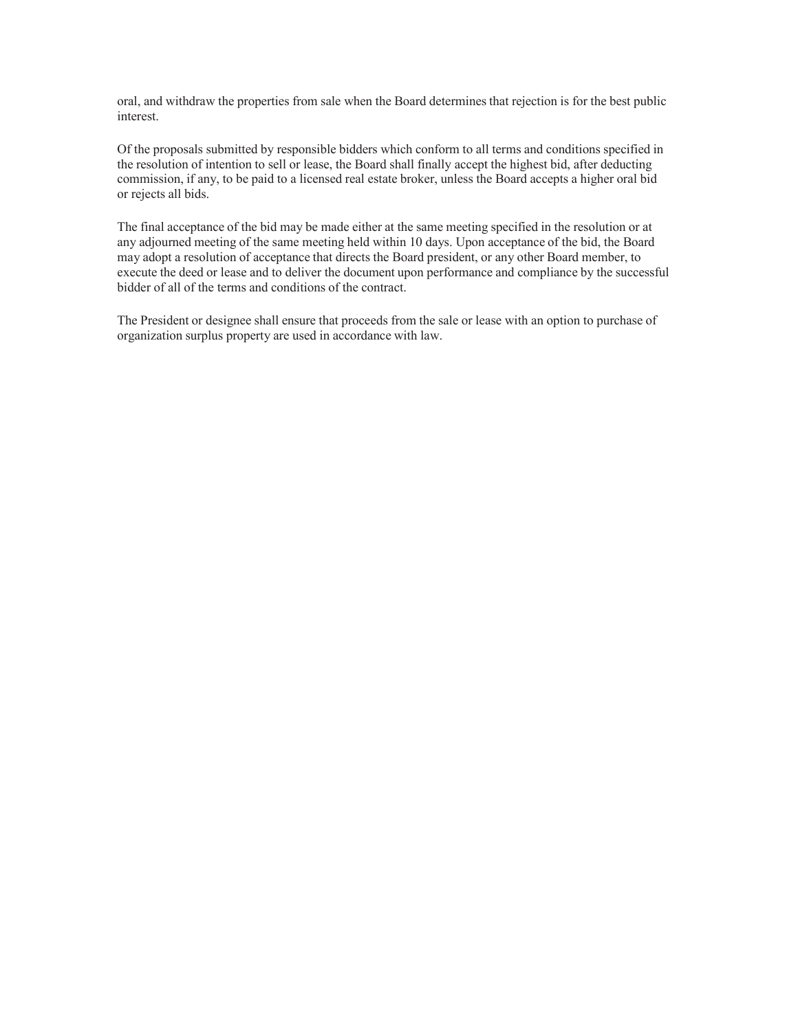oral, and withdraw the properties from sale when the Board determines that rejection is for the best public interest.

Of the proposals submitted by responsible bidders which conform to all terms and conditions specified in the resolution of intention to sell or lease, the Board shall finally accept the highest bid, after deducting commission, if any, to be paid to a licensed real estate broker, unless the Board accepts a higher oral bid or rejects all bids.

The final acceptance of the bid may be made either at the same meeting specified in the resolution or at any adjourned meeting of the same meeting held within 10 days. Upon acceptance of the bid, the Board may adopt a resolution of acceptance that directs the Board president, or any other Board member, to execute the deed or lease and to deliver the document upon performance and compliance by the successful bidder of all of the terms and conditions of the contract.

The President or designee shall ensure that proceeds from the sale or lease with an option to purchase of organization surplus property are used in accordance with law.